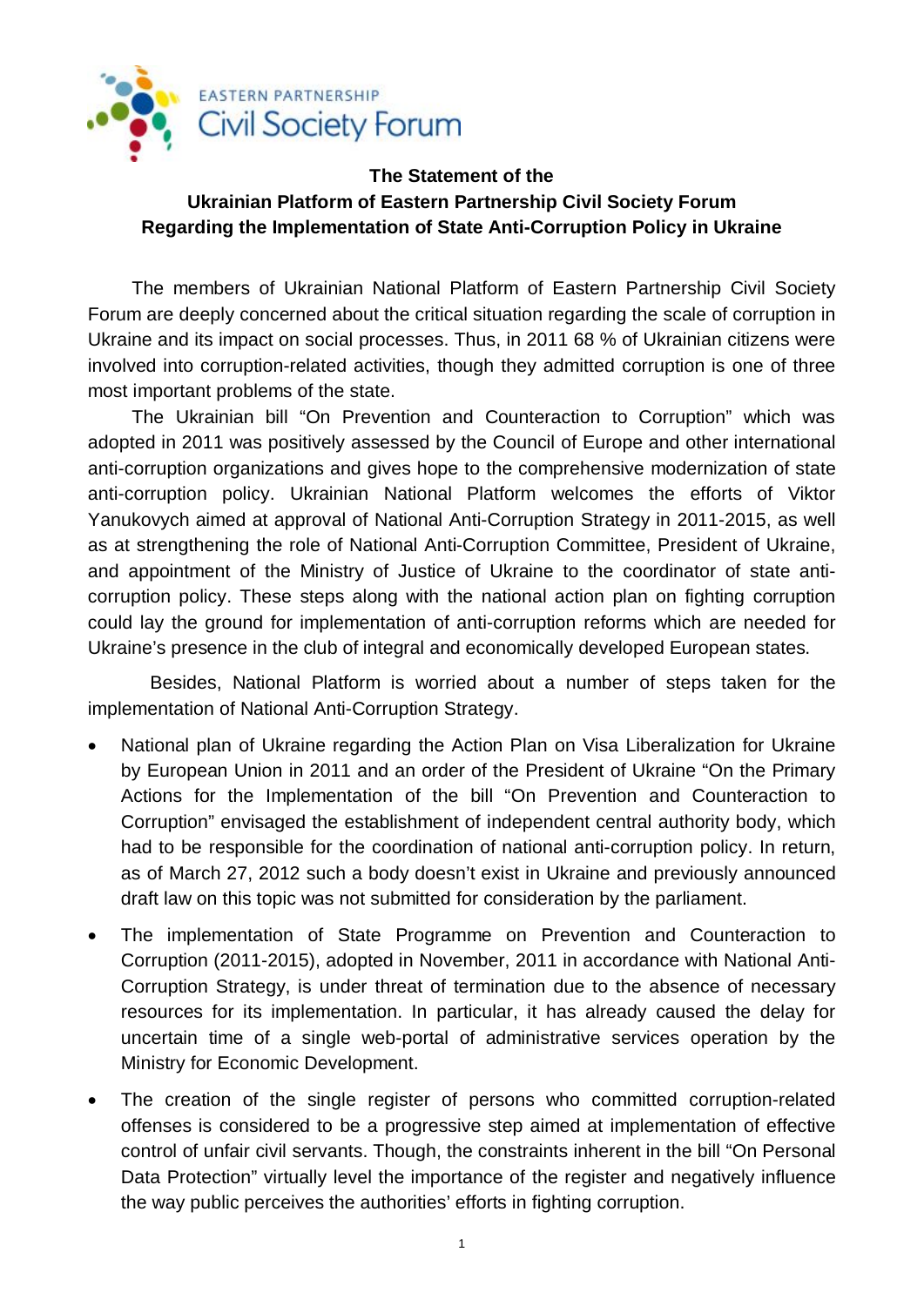EASTERN PARTNERSHIP
Civil Society Forum

# The Statement of the Ukrainian Platform of Eastern Partnership Civil Society Forum Regarding the Implementation of State Anti-Corruption Policy in Ukraine

The members of Ukrainian National Platform of Eastern Partnership Civil Society Forum are deeply concerned about the critical situation regarding the scale of corruption in Ukraine and its impact on social processes. Thus, in 2011 68 % of Ukrainian citizens were involved into corruption-related activities, though they admitted corruption is one of three most important problems of the state.

The Ukrainian bill "On Prevention and Counteraction to Corruption" which was adopted in 2011 was positively assessed by the Council of Europe and other international anti-corruption organizations and gives hope to the comprehensive modernization of state anti-corruption policy. Ukrainian National Platform welcomes the efforts of Viktor Yanukovych aimed at approval of National Anti-Corruption Strategy in 2011-2015, as well as at strengthening the role of National Anti-Corruption Committee, President of Ukraine, and appointment of the Ministry of Justice of Ukraine to the coordinator of state anti-corruption policy. These steps along with the national action plan on fighting corruption could lay the ground for implementation of anti-corruption reforms which are needed for Ukraine's presence in the club of integral and economically developed European states.

Besides, National Platform is worried about a number of steps taken for the implementation of National Anti-Corruption Strategy.

- National plan of Ukraine regarding the Action Plan on Visa Liberalization for Ukraine by European Union in 2011 and an order of the President of Ukraine "On the Primary Actions for the Implementation of the bill "On Prevention and Counteraction to Corruption" envisaged the establishment of independent central authority body, which had to be responsible for the coordination of national anti-corruption policy. In return, as of March 27, 2012 such a body doesn't exist in Ukraine and previously announced draft law on this topic was not submitted for consideration by the parliament.
- The implementation of State Programme on Prevention and Counteraction to Corruption (2011-2015), adopted in November, 2011 in accordance with National Anti-Corruption Strategy, is under threat of termination due to the absence of necessary resources for its implementation. In particular, it has already caused the delay for uncertain time of a single web-portal of administrative services operation by the Ministry for Economic Development.
- The creation of the single register of persons who committed corruption-related offenses is considered to be a progressive step aimed at implementation of effective control of unfair civil servants. Though, the constraints inherent in the bill "On Personal Data Protection" virtually level the importance of the register and negatively influence the way public perceives the authorities' efforts in fighting corruption.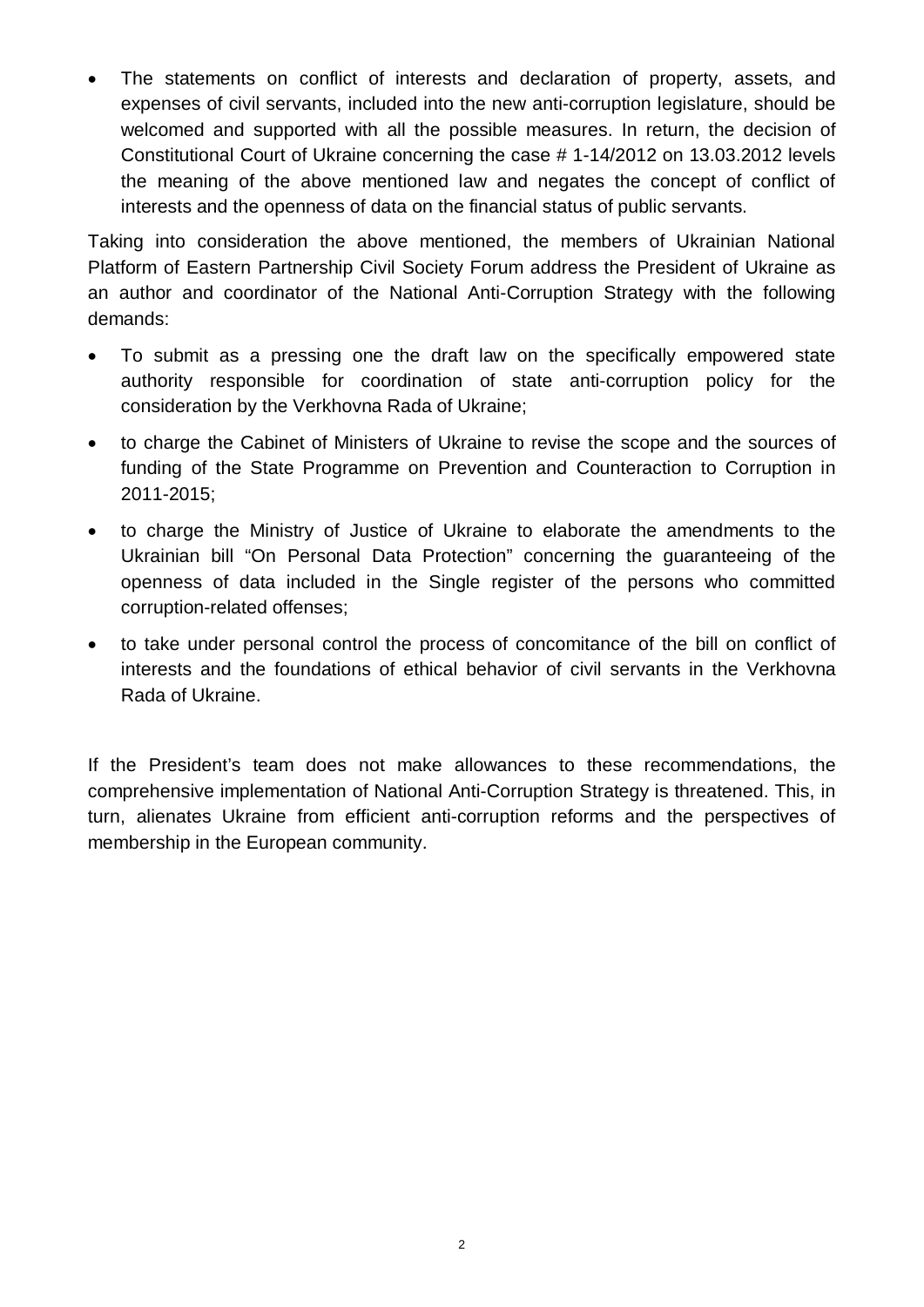- The statements on conflict of interests and declaration of property, assets, and expenses of civil servants, included into the new anti-corruption legislature, should be welcomed and supported with all the possible measures. In return, the decision of Constitutional Court of Ukraine concerning the case # 1-14/2012 on 13.03.2012 levels the meaning of the above mentioned law and negates the concept of conflict of interests and the openness of data on the financial status of public servants.

Taking into consideration the above mentioned, the members of Ukrainian National Platform of Eastern Partnership Civil Society Forum address the President of Ukraine as an author and coordinator of the National Anti-Corruption Strategy with the following demands:

- To submit as a pressing one the draft law on the specifically empowered state authority responsible for coordination of state anti-corruption policy for the consideration by the Verkhovna Rada of Ukraine;
- to charge the Cabinet of Ministers of Ukraine to revise the scope and the sources of funding of the State Programme on Prevention and Counteraction to Corruption in 2011-2015;
- to charge the Ministry of Justice of Ukraine to elaborate the amendments to the Ukrainian bill "On Personal Data Protection" concerning the guaranteeing of the openness of data included in the Single register of the persons who committed corruption-related offenses;
- to take under personal control the process of concomitance of the bill on conflict of interests and the foundations of ethical behavior of civil servants in the Verkhovna Rada of Ukraine.

If the President's team does not make allowances to these recommendations, the comprehensive implementation of National Anti-Corruption Strategy is threatened. This, in turn, alienates Ukraine from efficient anti-corruption reforms and the perspectives of membership in the European community.